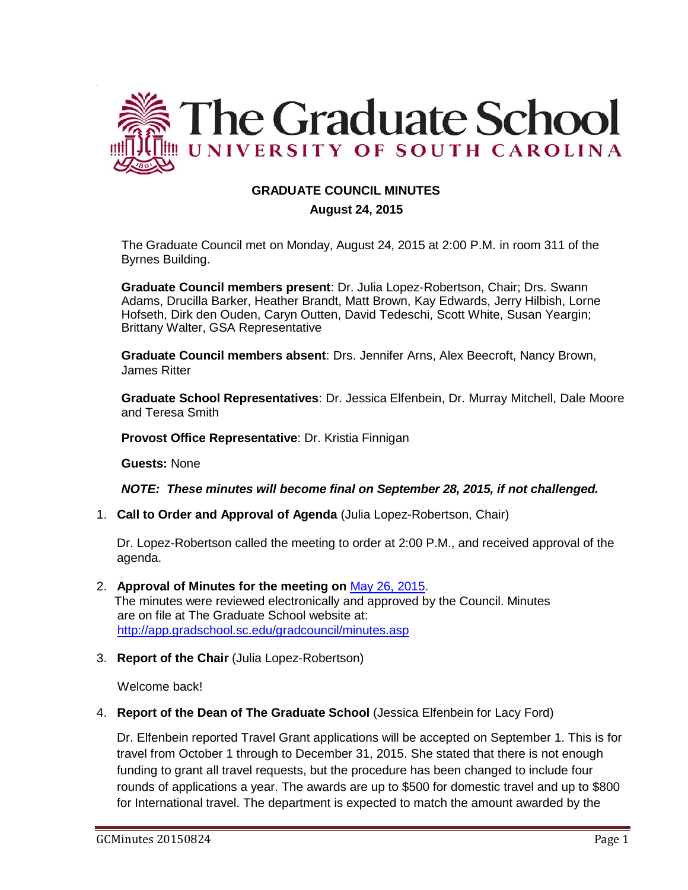# The Graduate School

## UNIVERSITY OF SOUTH CAROLINA

**GRADUATE COUNCIL MINUTES**

**August 24, 2015**

The Graduate Council met on Monday, August 24, 2015 at 2:00 P.M. in room 311 of the Byrnes Building.

**Graduate Council members present**: Dr. Julia Lopez-Robertson, Chair; Drs. Swann Adams, Drucilla Barker, Heather Brandt, Matt Brown, Kay Edwards, Jerry Hilbish, Lorne Hofseth, Dirk den Ouden, Caryn Outten, David Tedeschi, Scott White, Susan Yeargin; Brittany Walter, GSA Representative

**Graduate Council members absent**: Drs. Jennifer Arns, Alex Beecroft, Nancy Brown, James Ritter

**Graduate School Representatives**: Dr. Jessica Elfenbein, Dr. Murray Mitchell, Dale Moore and Teresa Smith

**Provost Office Representative**: Dr. Kristia Finnigan

**Guests:** None

***NOTE: These minutes will become final on September 28, 2015, if not challenged.***

1. **Call to Order and Approval of Agenda** (Julia Lopez-Robertson, Chair)

   Dr. Lopez-Robertson called the meeting to order at 2:00 P.M., and received approval of the agenda.

2. **Approval of Minutes for the meeting on** [May 26, 2015](http://app.gradschool.sc.edu/gradcouncil/minutes.asp).
   The minutes were reviewed electronically and approved by the Council. Minutes are on file at The Graduate School website at: [http://app.gradschool.sc.edu/gradcouncil/minutes.asp](http://app.gradschool.sc.edu/gradcouncil/minutes.asp)

3. **Report of the Chair** (Julia Lopez-Robertson)

   Welcome back!

4. **Report of the Dean of The Graduate School** (Jessica Elfenbein for Lacy Ford)

   Dr. Elfenbein reported Travel Grant applications will be accepted on September 1. This is for travel from October 1 through to December 31, 2015. She stated that there is not enough funding to grant all travel requests, but the procedure has been changed to include four rounds of applications a year. The awards are up to $500 for domestic travel and up to $800 for International travel. The department is expected to match the amount awarded by the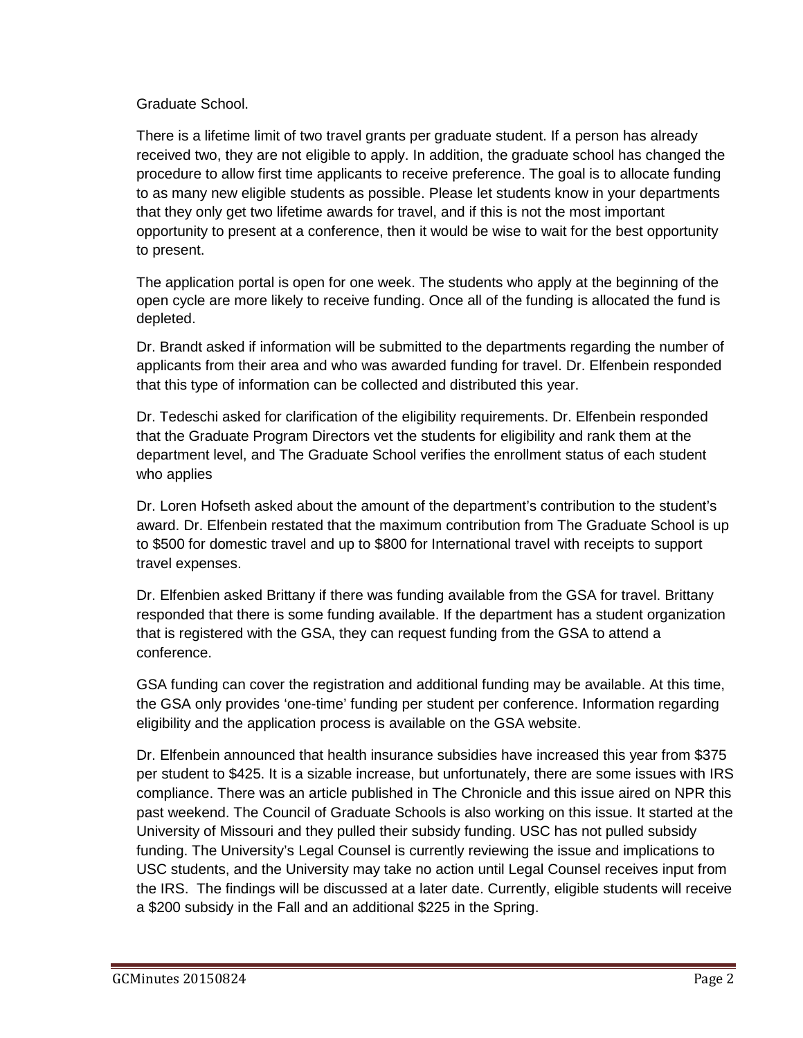Graduate School.

There is a lifetime limit of two travel grants per graduate student. If a person has already received two, they are not eligible to apply. In addition, the graduate school has changed the procedure to allow first time applicants to receive preference. The goal is to allocate funding to as many new eligible students as possible. Please let students know in your departments that they only get two lifetime awards for travel, and if this is not the most important opportunity to present at a conference, then it would be wise to wait for the best opportunity to present.

The application portal is open for one week. The students who apply at the beginning of the open cycle are more likely to receive funding. Once all of the funding is allocated the fund is depleted.

Dr. Brandt asked if information will be submitted to the departments regarding the number of applicants from their area and who was awarded funding for travel. Dr. Elfenbein responded that this type of information can be collected and distributed this year.

Dr. Tedeschi asked for clarification of the eligibility requirements. Dr. Elfenbein responded that the Graduate Program Directors vet the students for eligibility and rank them at the department level, and The Graduate School verifies the enrollment status of each student who applies

Dr. Loren Hofseth asked about the amount of the department's contribution to the student's award. Dr. Elfenbein restated that the maximum contribution from The Graduate School is up to $500 for domestic travel and up to $800 for International travel with receipts to support travel expenses.

Dr. Elfenbien asked Brittany if there was funding available from the GSA for travel. Brittany responded that there is some funding available. If the department has a student organization that is registered with the GSA, they can request funding from the GSA to attend a conference.

GSA funding can cover the registration and additional funding may be available. At this time, the GSA only provides 'one-time' funding per student per conference. Information regarding eligibility and the application process is available on the GSA website.

Dr. Elfenbein announced that health insurance subsidies have increased this year from $375 per student to $425. It is a sizable increase, but unfortunately, there are some issues with IRS compliance. There was an article published in The Chronicle and this issue aired on NPR this past weekend. The Council of Graduate Schools is also working on this issue. It started at the University of Missouri and they pulled their subsidy funding. USC has not pulled subsidy funding. The University's Legal Counsel is currently reviewing the issue and implications to USC students, and the University may take no action until Legal Counsel receives input from the IRS. The findings will be discussed at a later date. Currently, eligible students will receive a $200 subsidy in the Fall and an additional $225 in the Spring.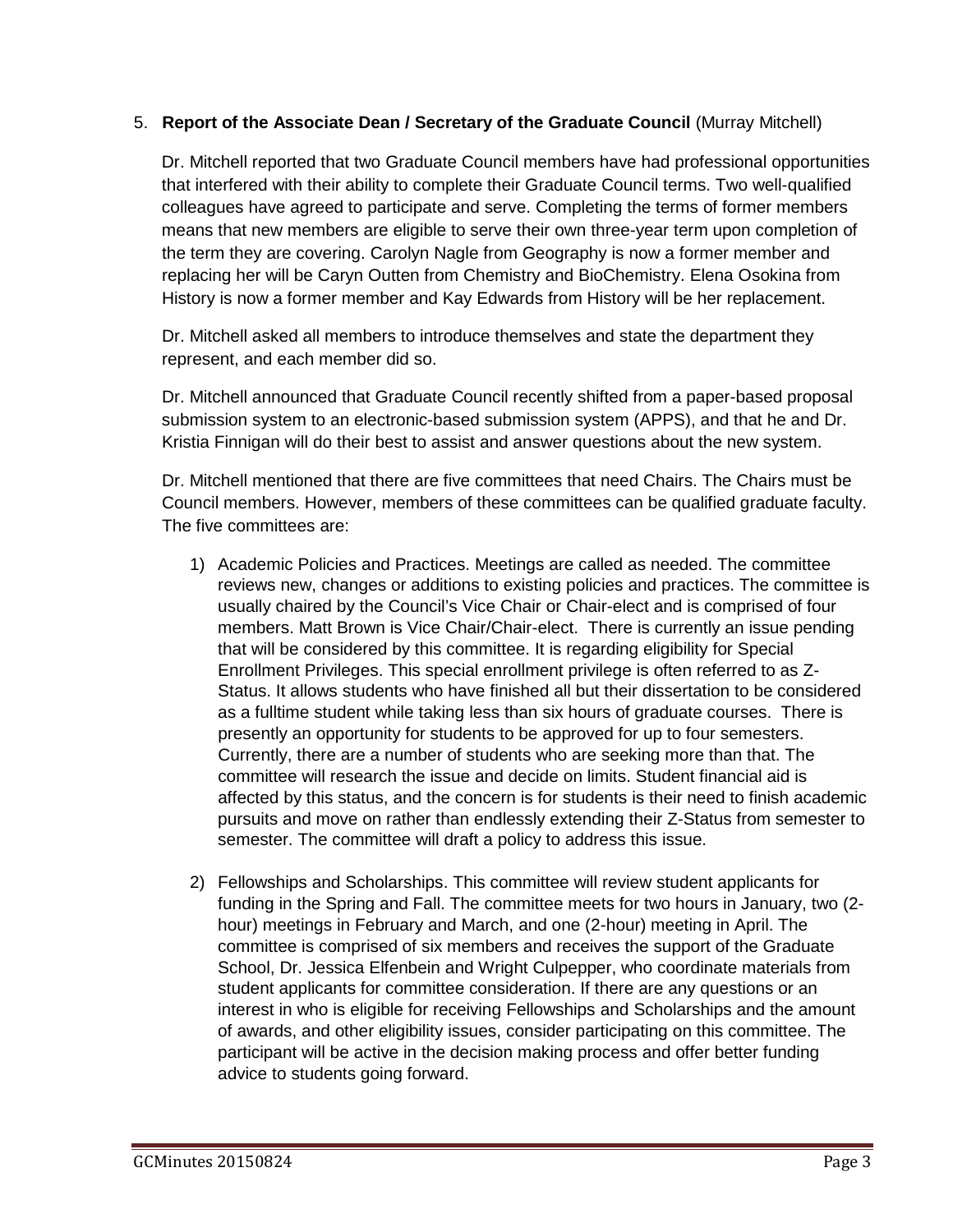5. **Report of the Associate Dean / Secretary of the Graduate Council** (Murray Mitchell)

   Dr. Mitchell reported that two Graduate Council members have had professional opportunities that interfered with their ability to complete their Graduate Council terms. Two well-qualified colleagues have agreed to participate and serve. Completing the terms of former members means that new members are eligible to serve their own three-year term upon completion of the term they are covering. Carolyn Nagle from Geography is now a former member and replacing her will be Caryn Outten from Chemistry and BioChemistry. Elena Osokina from History is now a former member and Kay Edwards from History will be her replacement.

   Dr. Mitchell asked all members to introduce themselves and state the department they represent, and each member did so.

   Dr. Mitchell announced that Graduate Council recently shifted from a paper-based proposal submission system to an electronic-based submission system (APPS), and that he and Dr. Kristia Finnigan will do their best to assist and answer questions about the new system.

   Dr. Mitchell mentioned that there are five committees that need Chairs. The Chairs must be Council members. However, members of these committees can be qualified graduate faculty. The five committees are:

   1) Academic Policies and Practices. Meetings are called as needed. The committee reviews new, changes or additions to existing policies and practices. The committee is usually chaired by the Council's Vice Chair or Chair-elect and is comprised of four members. Matt Brown is Vice Chair/Chair-elect. There is currently an issue pending that will be considered by this committee. It is regarding eligibility for Special Enrollment Privileges. This special enrollment privilege is often referred to as Z-Status. It allows students who have finished all but their dissertation to be considered as a fulltime student while taking less than six hours of graduate courses. There is presently an opportunity for students to be approved for up to four semesters. Currently, there are a number of students who are seeking more than that. The committee will research the issue and decide on limits. Student financial aid is affected by this status, and the concern is for students is their need to finish academic pursuits and move on rather than endlessly extending their Z-Status from semester to semester. The committee will draft a policy to address this issue.

   2) Fellowships and Scholarships. This committee will review student applicants for funding in the Spring and Fall. The committee meets for two hours in January, two (2-hour) meetings in February and March, and one (2-hour) meeting in April. The committee is comprised of six members and receives the support of the Graduate School, Dr. Jessica Elfenbein and Wright Culpepper, who coordinate materials from student applicants for committee consideration. If there are any questions or an interest in who is eligible for receiving Fellowships and Scholarships and the amount of awards, and other eligibility issues, consider participating on this committee. The participant will be active in the decision making process and offer better funding advice to students going forward.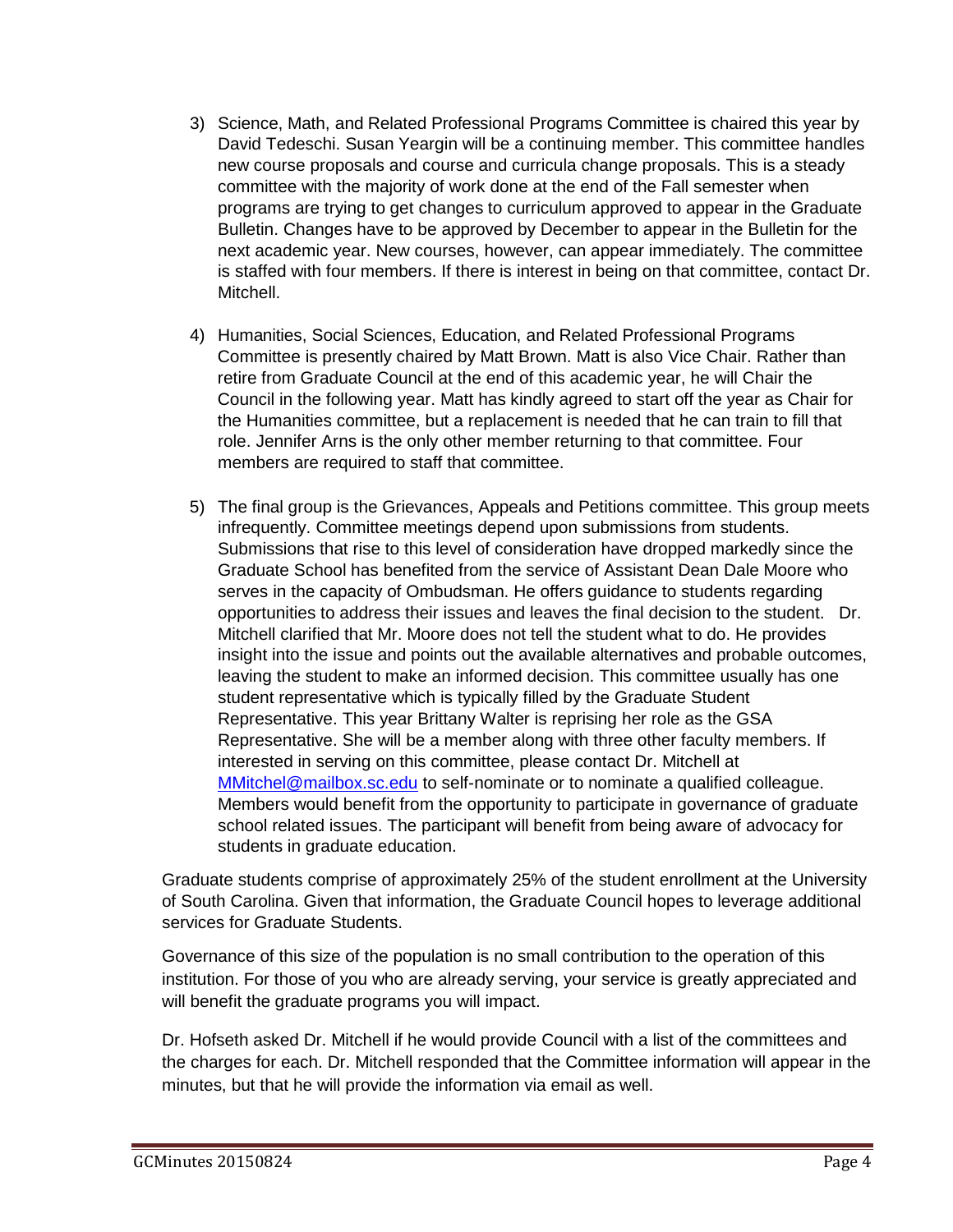3) Science, Math, and Related Professional Programs Committee is chaired this year by David Tedeschi. Susan Yeargin will be a continuing member. This committee handles new course proposals and course and curricula change proposals. This is a steady committee with the majority of work done at the end of the Fall semester when programs are trying to get changes to curriculum approved to appear in the Graduate Bulletin. Changes have to be approved by December to appear in the Bulletin for the next academic year. New courses, however, can appear immediately. The committee is staffed with four members. If there is interest in being on that committee, contact Dr. Mitchell.

4) Humanities, Social Sciences, Education, and Related Professional Programs Committee is presently chaired by Matt Brown. Matt is also Vice Chair. Rather than retire from Graduate Council at the end of this academic year, he will Chair the Council in the following year. Matt has kindly agreed to start off the year as Chair for the Humanities committee, but a replacement is needed that he can train to fill that role. Jennifer Arns is the only other member returning to that committee. Four members are required to staff that committee.

5) The final group is the Grievances, Appeals and Petitions committee. This group meets infrequently. Committee meetings depend upon submissions from students. Submissions that rise to this level of consideration have dropped markedly since the Graduate School has benefited from the service of Assistant Dean Dale Moore who serves in the capacity of Ombudsman. He offers guidance to students regarding opportunities to address their issues and leaves the final decision to the student. Dr. Mitchell clarified that Mr. Moore does not tell the student what to do. He provides insight into the issue and points out the available alternatives and probable outcomes, leaving the student to make an informed decision. This committee usually has one student representative which is typically filled by the Graduate Student Representative. This year Brittany Walter is reprising her role as the GSA Representative. She will be a member along with three other faculty members. If interested in serving on this committee, please contact Dr. Mitchell at [MMitchel@mailbox.sc.edu](mailto:MMitchel@mailbox.sc.edu) to self-nominate or to nominate a qualified colleague. Members would benefit from the opportunity to participate in governance of graduate school related issues. The participant will benefit from being aware of advocacy for students in graduate education.

Graduate students comprise of approximately 25% of the student enrollment at the University of South Carolina. Given that information, the Graduate Council hopes to leverage additional services for Graduate Students.

Governance of this size of the population is no small contribution to the operation of this institution. For those of you who are already serving, your service is greatly appreciated and will benefit the graduate programs you will impact.

Dr. Hofseth asked Dr. Mitchell if he would provide Council with a list of the committees and the charges for each. Dr. Mitchell responded that the Committee information will appear in the minutes, but that he will provide the information via email as well.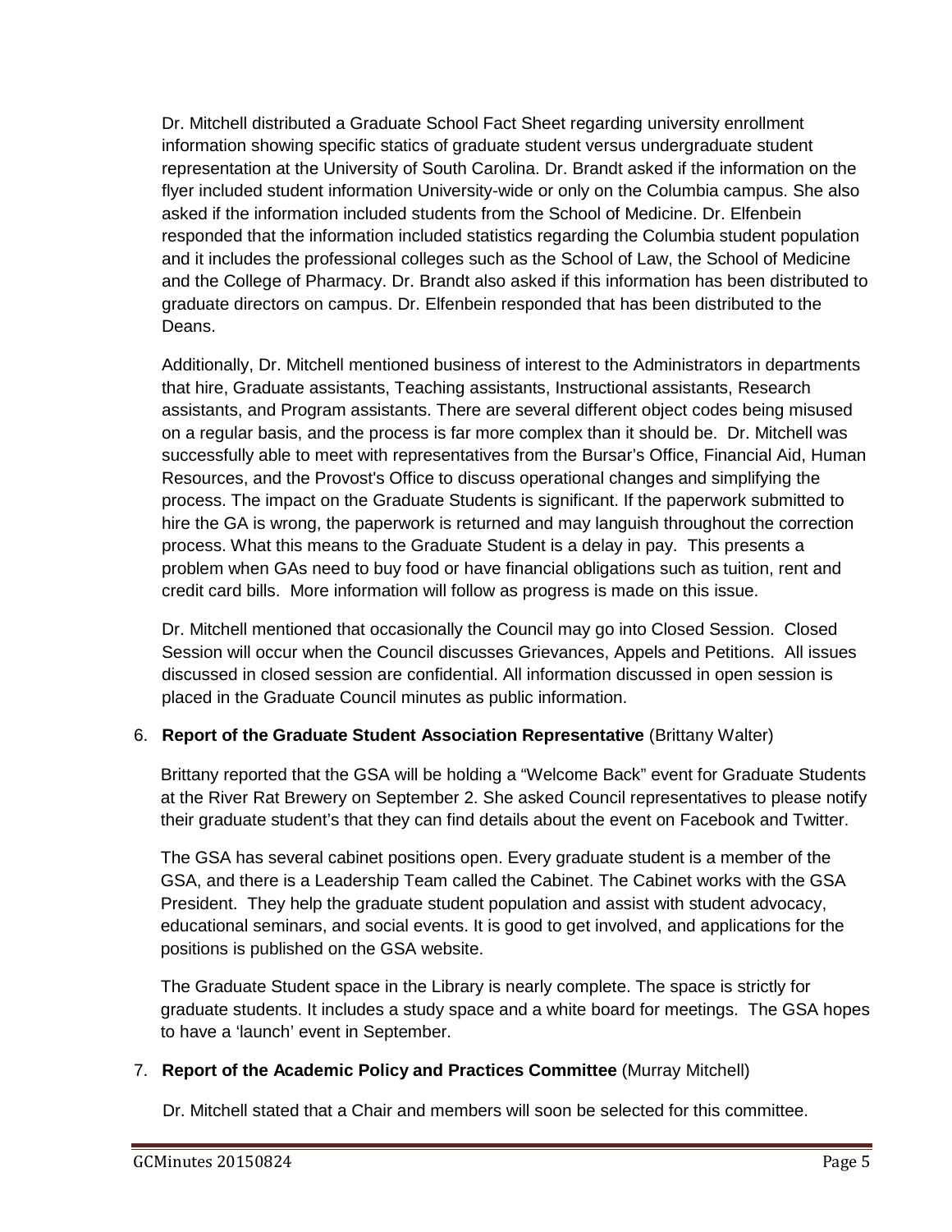Dr. Mitchell distributed a Graduate School Fact Sheet regarding university enrollment information showing specific statics of graduate student versus undergraduate student representation at the University of South Carolina. Dr. Brandt asked if the information on the flyer included student information University-wide or only on the Columbia campus. She also asked if the information included students from the School of Medicine. Dr. Elfenbein responded that the information included statistics regarding the Columbia student population and it includes the professional colleges such as the School of Law, the School of Medicine and the College of Pharmacy. Dr. Brandt also asked if this information has been distributed to graduate directors on campus. Dr. Elfenbein responded that has been distributed to the Deans.

Additionally, Dr. Mitchell mentioned business of interest to the Administrators in departments that hire, Graduate assistants, Teaching assistants, Instructional assistants, Research assistants, and Program assistants. There are several different object codes being misused on a regular basis, and the process is far more complex than it should be. Dr. Mitchell was successfully able to meet with representatives from the Bursar's Office, Financial Aid, Human Resources, and the Provost's Office to discuss operational changes and simplifying the process. The impact on the Graduate Students is significant. If the paperwork submitted to hire the GA is wrong, the paperwork is returned and may languish throughout the correction process. What this means to the Graduate Student is a delay in pay. This presents a problem when GAs need to buy food or have financial obligations such as tuition, rent and credit card bills. More information will follow as progress is made on this issue.

Dr. Mitchell mentioned that occasionally the Council may go into Closed Session. Closed Session will occur when the Council discusses Grievances, Appels and Petitions. All issues discussed in closed session are confidential. All information discussed in open session is placed in the Graduate Council minutes as public information.

6. **Report of the Graduate Student Association Representative** (Brittany Walter)

Brittany reported that the GSA will be holding a "Welcome Back" event for Graduate Students at the River Rat Brewery on September 2. She asked Council representatives to please notify their graduate student's that they can find details about the event on Facebook and Twitter.

The GSA has several cabinet positions open. Every graduate student is a member of the GSA, and there is a Leadership Team called the Cabinet. The Cabinet works with the GSA President. They help the graduate student population and assist with student advocacy, educational seminars, and social events. It is good to get involved, and applications for the positions is published on the GSA website.

The Graduate Student space in the Library is nearly complete. The space is strictly for graduate students. It includes a study space and a white board for meetings. The GSA hopes to have a 'launch' event in September.

7. **Report of the Academic Policy and Practices Committee** (Murray Mitchell)

Dr. Mitchell stated that a Chair and members will soon be selected for this committee.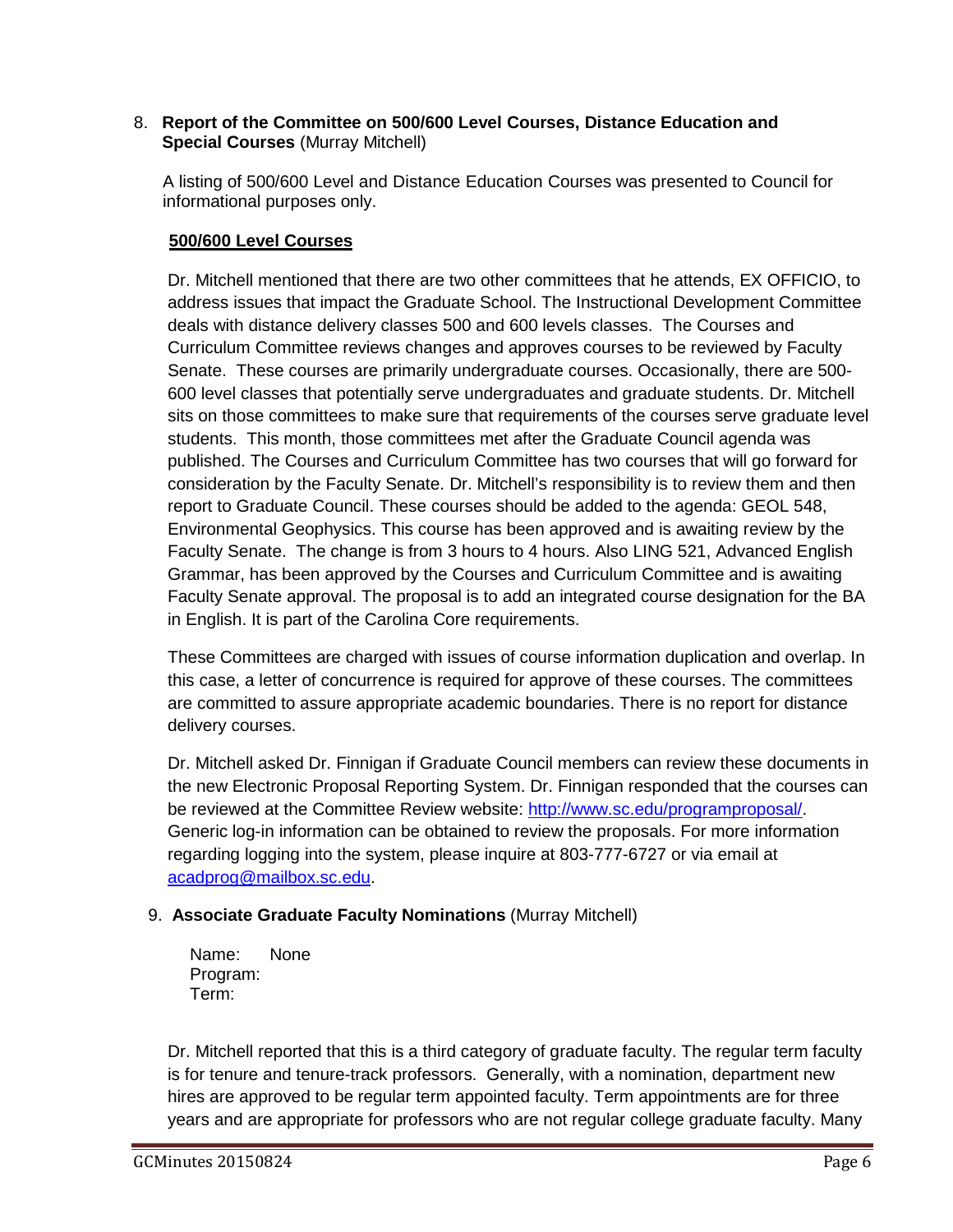8. **Report of the Committee on 500/600 Level Courses, Distance Education and Special Courses** (Murray Mitchell)

A listing of 500/600 Level and Distance Education Courses was presented to Council for informational purposes only.

**500/600 Level Courses**

Dr. Mitchell mentioned that there are two other committees that he attends, EX OFFICIO, to address issues that impact the Graduate School. The Instructional Development Committee deals with distance delivery classes 500 and 600 levels classes. The Courses and Curriculum Committee reviews changes and approves courses to be reviewed by Faculty Senate. These courses are primarily undergraduate courses. Occasionally, there are 500-600 level classes that potentially serve undergraduates and graduate students. Dr. Mitchell sits on those committees to make sure that requirements of the courses serve graduate level students. This month, those committees met after the Graduate Council agenda was published. The Courses and Curriculum Committee has two courses that will go forward for consideration by the Faculty Senate. Dr. Mitchell's responsibility is to review them and then report to Graduate Council. These courses should be added to the agenda: GEOL 548, Environmental Geophysics. This course has been approved and is awaiting review by the Faculty Senate. The change is from 3 hours to 4 hours. Also LING 521, Advanced English Grammar, has been approved by the Courses and Curriculum Committee and is awaiting Faculty Senate approval. The proposal is to add an integrated course designation for the BA in English. It is part of the Carolina Core requirements.

These Committees are charged with issues of course information duplication and overlap. In this case, a letter of concurrence is required for approve of these courses. The committees are committed to assure appropriate academic boundaries. There is no report for distance delivery courses.

Dr. Mitchell asked Dr. Finnigan if Graduate Council members can review these documents in the new Electronic Proposal Reporting System. Dr. Finnigan responded that the courses can be reviewed at the Committee Review website: http://www.sc.edu/programproposal/. Generic log-in information can be obtained to review the proposals. For more information regarding logging into the system, please inquire at 803-777-6727 or via email at acadprog@mailbox.sc.edu.

9. **Associate Graduate Faculty Nominations** (Murray Mitchell)

Name: None
Program:
Term:

Dr. Mitchell reported that this is a third category of graduate faculty. The regular term faculty is for tenure and tenure-track professors. Generally, with a nomination, department new hires are approved to be regular term appointed faculty. Term appointments are for three years and are appropriate for professors who are not regular college graduate faculty. Many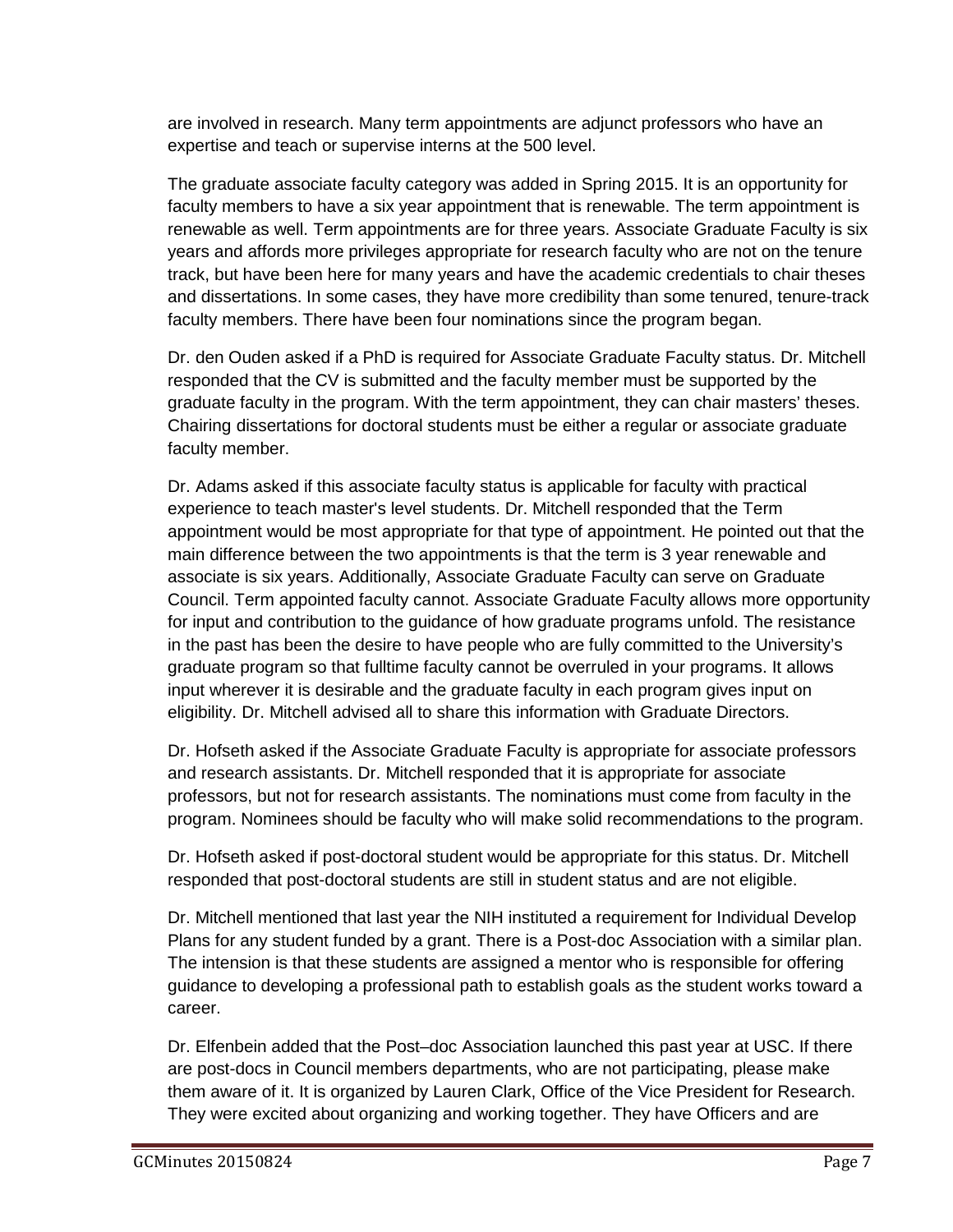are involved in research. Many term appointments are adjunct professors who have an expertise and teach or supervise interns at the 500 level.

The graduate associate faculty category was added in Spring 2015. It is an opportunity for faculty members to have a six year appointment that is renewable. The term appointment is renewable as well. Term appointments are for three years. Associate Graduate Faculty is six years and affords more privileges appropriate for research faculty who are not on the tenure track, but have been here for many years and have the academic credentials to chair theses and dissertations. In some cases, they have more credibility than some tenured, tenure-track faculty members. There have been four nominations since the program began.

Dr. den Ouden asked if a PhD is required for Associate Graduate Faculty status. Dr. Mitchell responded that the CV is submitted and the faculty member must be supported by the graduate faculty in the program. With the term appointment, they can chair masters' theses. Chairing dissertations for doctoral students must be either a regular or associate graduate faculty member.

Dr. Adams asked if this associate faculty status is applicable for faculty with practical experience to teach master's level students. Dr. Mitchell responded that the Term appointment would be most appropriate for that type of appointment. He pointed out that the main difference between the two appointments is that the term is 3 year renewable and associate is six years. Additionally, Associate Graduate Faculty can serve on Graduate Council. Term appointed faculty cannot. Associate Graduate Faculty allows more opportunity for input and contribution to the guidance of how graduate programs unfold. The resistance in the past has been the desire to have people who are fully committed to the University's graduate program so that fulltime faculty cannot be overruled in your programs. It allows input wherever it is desirable and the graduate faculty in each program gives input on eligibility. Dr. Mitchell advised all to share this information with Graduate Directors.

Dr. Hofseth asked if the Associate Graduate Faculty is appropriate for associate professors and research assistants. Dr. Mitchell responded that it is appropriate for associate professors, but not for research assistants. The nominations must come from faculty in the program. Nominees should be faculty who will make solid recommendations to the program.

Dr. Hofseth asked if post-doctoral student would be appropriate for this status. Dr. Mitchell responded that post-doctoral students are still in student status and are not eligible.

Dr. Mitchell mentioned that last year the NIH instituted a requirement for Individual Develop Plans for any student funded by a grant. There is a Post-doc Association with a similar plan. The intension is that these students are assigned a mentor who is responsible for offering guidance to developing a professional path to establish goals as the student works toward a career.

Dr. Elfenbein added that the Post–doc Association launched this past year at USC. If there are post-docs in Council members departments, who are not participating, please make them aware of it. It is organized by Lauren Clark, Office of the Vice President for Research. They were excited about organizing and working together. They have Officers and are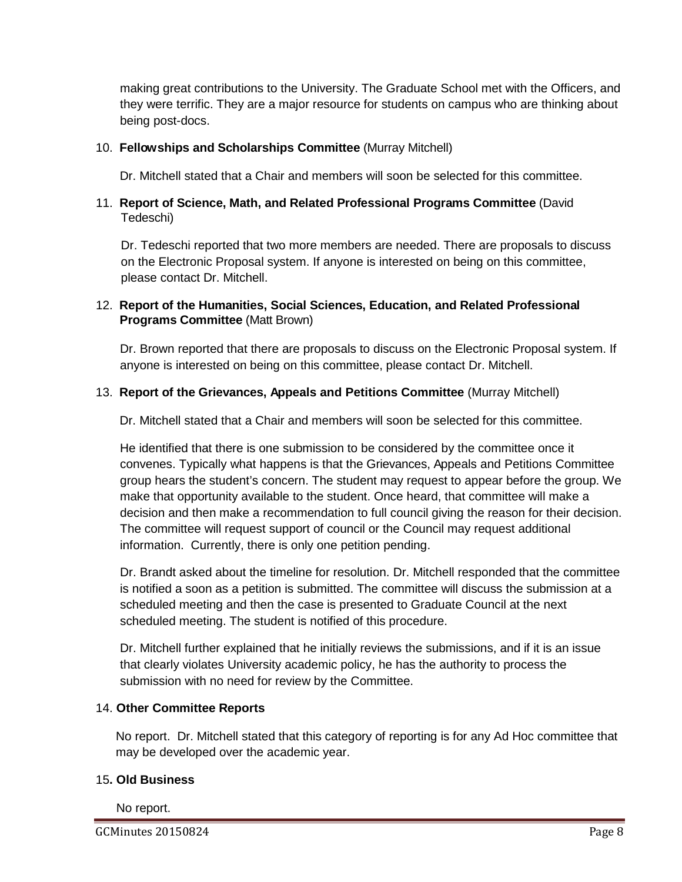making great contributions to the University. The Graduate School met with the Officers, and they were terrific. They are a major resource for students on campus who are thinking about being post-docs.

10. **Fellowships and Scholarships Committee** (Murray Mitchell)

    Dr. Mitchell stated that a Chair and members will soon be selected for this committee.

11. **Report of Science, Math, and Related Professional Programs Committee** (David Tedeschi)

    Dr. Tedeschi reported that two more members are needed. There are proposals to discuss on the Electronic Proposal system. If anyone is interested on being on this committee, please contact Dr. Mitchell.

12. **Report of the Humanities, Social Sciences, Education, and Related Professional Programs Committee** (Matt Brown)

    Dr. Brown reported that there are proposals to discuss on the Electronic Proposal system. If anyone is interested on being on this committee, please contact Dr. Mitchell.

13. **Report of the Grievances, Appeals and Petitions Committee** (Murray Mitchell)

    Dr. Mitchell stated that a Chair and members will soon be selected for this committee.

    He identified that there is one submission to be considered by the committee once it convenes. Typically what happens is that the Grievances, Appeals and Petitions Committee group hears the student's concern. The student may request to appear before the group. We make that opportunity available to the student. Once heard, that committee will make a decision and then make a recommendation to full council giving the reason for their decision. The committee will request support of council or the Council may request additional information. Currently, there is only one petition pending.

    Dr. Brandt asked about the timeline for resolution. Dr. Mitchell responded that the committee is notified a soon as a petition is submitted. The committee will discuss the submission at a scheduled meeting and then the case is presented to Graduate Council at the next scheduled meeting. The student is notified of this procedure.

    Dr. Mitchell further explained that he initially reviews the submissions, and if it is an issue that clearly violates University academic policy, he has the authority to process the submission with no need for review by the Committee.

14. **Other Committee Reports**

    No report. Dr. Mitchell stated that this category of reporting is for any Ad Hoc committee that may be developed over the academic year.

15**. Old Business**

    No report.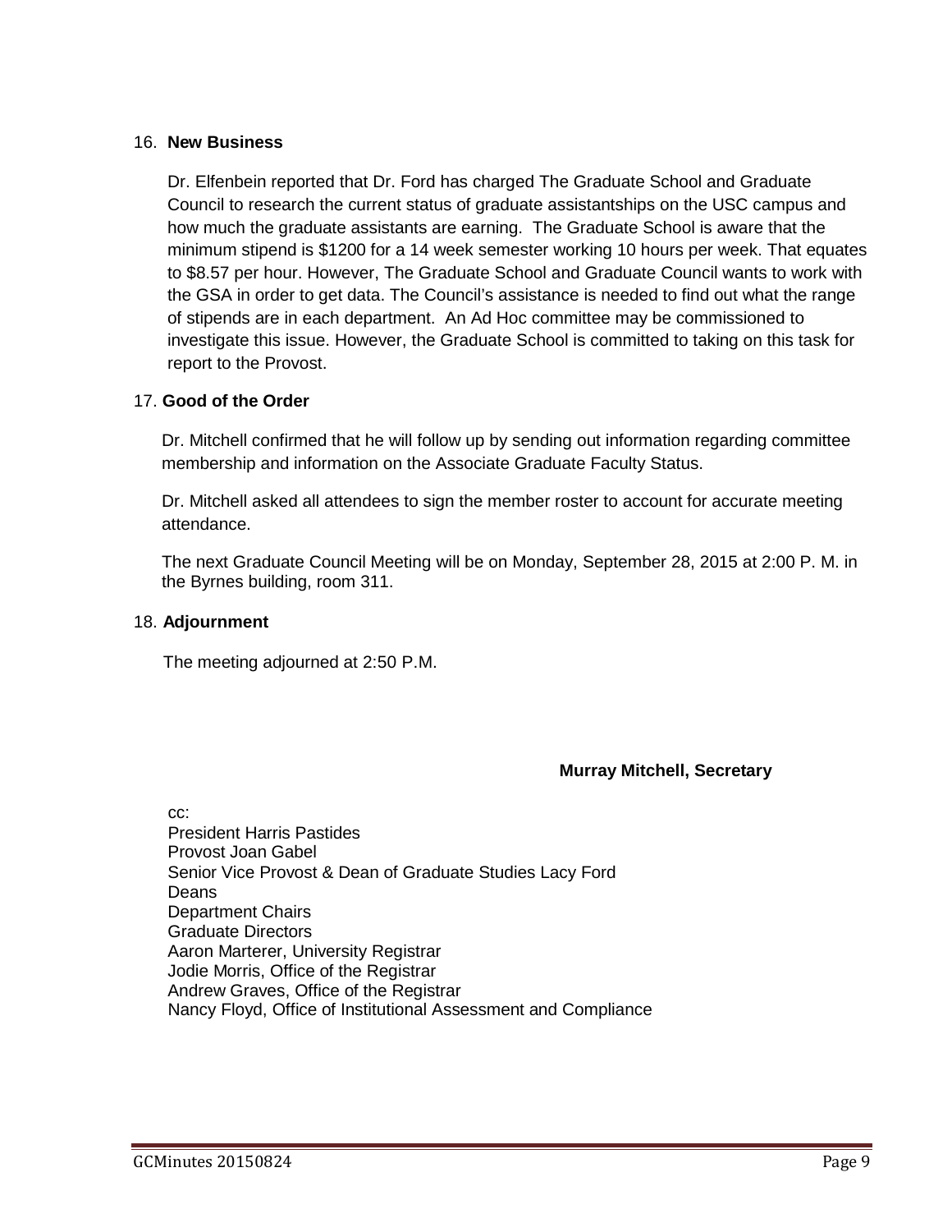16. **New Business**

Dr. Elfenbein reported that Dr. Ford has charged The Graduate School and Graduate Council to research the current status of graduate assistantships on the USC campus and how much the graduate assistants are earning. The Graduate School is aware that the minimum stipend is $1200 for a 14 week semester working 10 hours per week. That equates to $8.57 per hour. However, The Graduate School and Graduate Council wants to work with the GSA in order to get data. The Council's assistance is needed to find out what the range of stipends are in each department. An Ad Hoc committee may be commissioned to investigate this issue. However, the Graduate School is committed to taking on this task for report to the Provost.

17. **Good of the Order**

Dr. Mitchell confirmed that he will follow up by sending out information regarding committee membership and information on the Associate Graduate Faculty Status.

Dr. Mitchell asked all attendees to sign the member roster to account for accurate meeting attendance.

The next Graduate Council Meeting will be on Monday, September 28, 2015 at 2:00 P. M. in the Byrnes building, room 311.

18. **Adjournment**

The meeting adjourned at 2:50 P.M.

**Murray Mitchell, Secretary**

cc:
President Harris Pastides
Provost Joan Gabel
Senior Vice Provost & Dean of Graduate Studies Lacy Ford
Deans
Department Chairs
Graduate Directors
Aaron Marterer, University Registrar
Jodie Morris, Office of the Registrar
Andrew Graves, Office of the Registrar
Nancy Floyd, Office of Institutional Assessment and Compliance